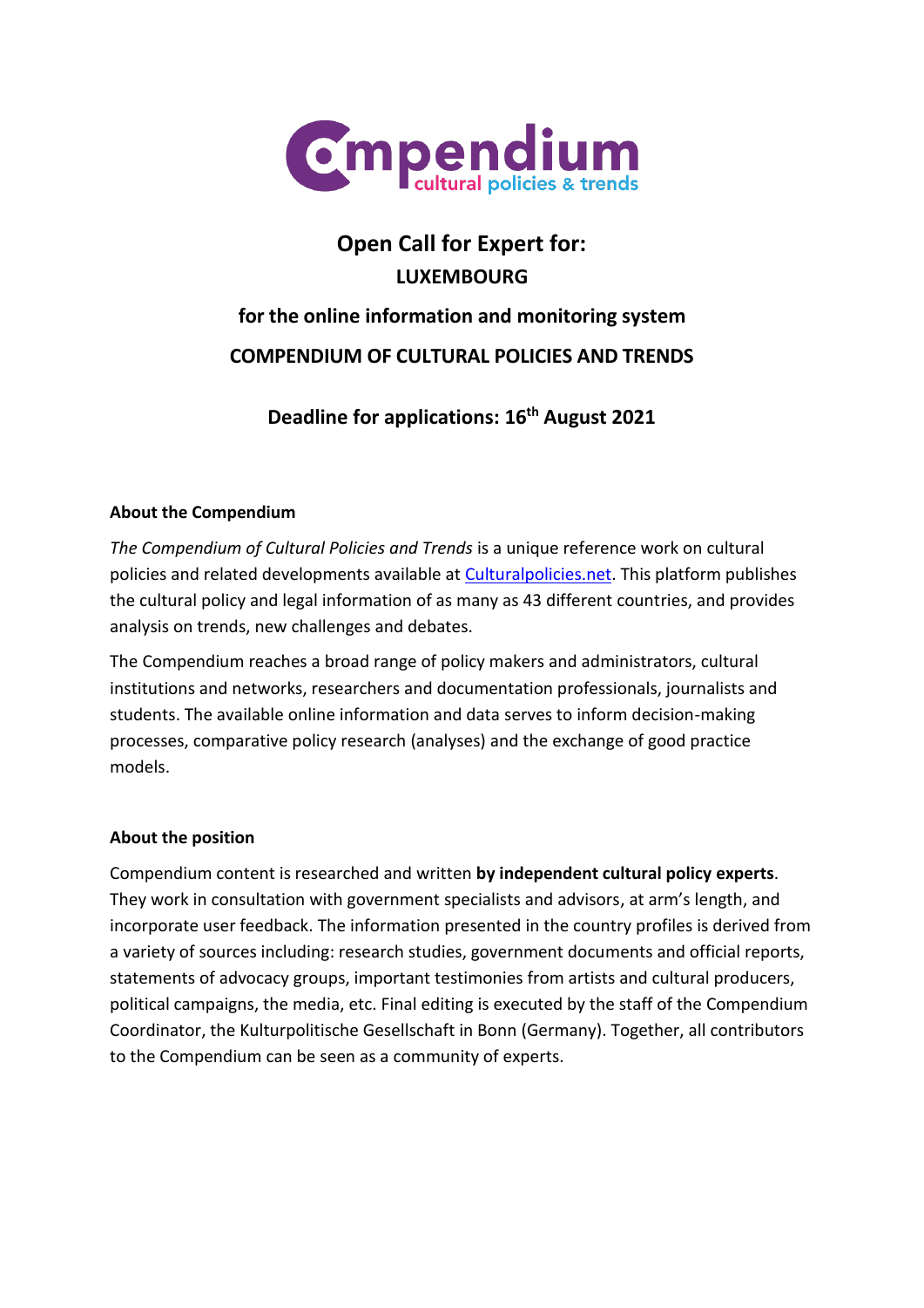# Open Call for Expert for:

## LUXEMBOURG

## for the online information and monitoring system

## COMPENDIUM OF CULTURAL POLICIES AND TRENDS

### Deadline for applications: 16th August 2021

**About the Compendium**

*The Compendium of Cultural Policies and Trends* is a unique reference work on cultural policies and related developments available at [Culturalpolicies.net](Culturalpolicies.net). This platform publishes the cultural policy and legal information of as many as 43 different countries, and provides analysis on trends, new challenges and debates.

The Compendium reaches a broad range of policy makers and administrators, cultural institutions and networks, researchers and documentation professionals, journalists and students. The available online information and data serves to inform decision-making processes, comparative policy research (analyses) and the exchange of good practice models.

**About the position**

Compendium content is researched and written **by independent cultural policy experts**. They work in consultation with government specialists and advisors, at arm's length, and incorporate user feedback. The information presented in the country profiles is derived from a variety of sources including: research studies, government documents and official reports, statements of advocacy groups, important testimonies from artists and cultural producers, political campaigns, the media, etc. Final editing is executed by the staff of the Compendium Coordinator, the Kulturpolitische Gesellschaft in Bonn (Germany). Together, all contributors to the Compendium can be seen as a community of experts.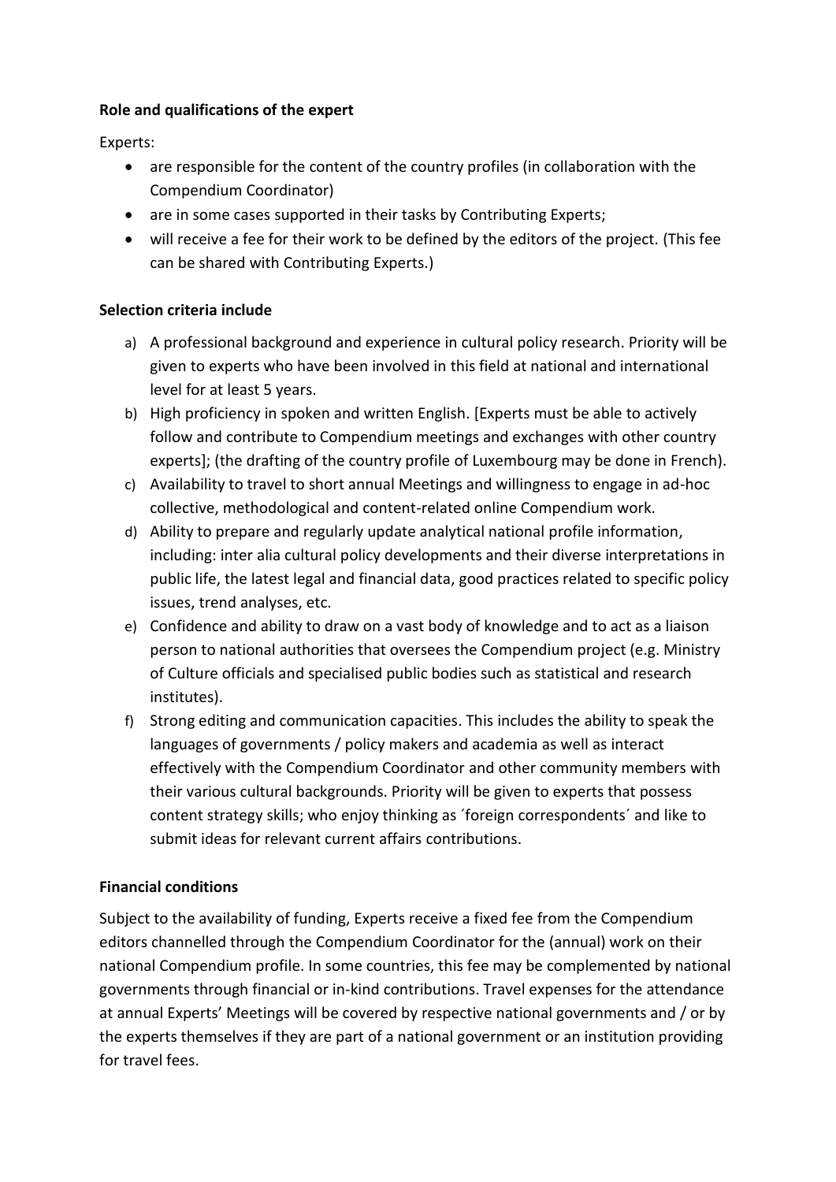**Role and qualifications of the expert**

Experts:

- are responsible for the content of the country profiles (in collaboration with the Compendium Coordinator)
- are in some cases supported in their tasks by Contributing Experts;
- will receive a fee for their work to be defined by the editors of the project. (This fee can be shared with Contributing Experts.)

**Selection criteria include**

a) A professional background and experience in cultural policy research. Priority will be given to experts who have been involved in this field at national and international level for at least 5 years.

b) High proficiency in spoken and written English. [Experts must be able to actively follow and contribute to Compendium meetings and exchanges with other country experts]; (the drafting of the country profile of Luxembourg may be done in French).

c) Availability to travel to short annual Meetings and willingness to engage in ad-hoc collective, methodological and content-related online Compendium work.

d) Ability to prepare and regularly update analytical national profile information, including: inter alia cultural policy developments and their diverse interpretations in public life, the latest legal and financial data, good practices related to specific policy issues, trend analyses, etc.

e) Confidence and ability to draw on a vast body of knowledge and to act as a liaison person to national authorities that oversees the Compendium project (e.g. Ministry of Culture officials and specialised public bodies such as statistical and research institutes).

f) Strong editing and communication capacities. This includes the ability to speak the languages of governments / policy makers and academia as well as interact effectively with the Compendium Coordinator and other community members with their various cultural backgrounds. Priority will be given to experts that possess content strategy skills; who enjoy thinking as ´foreign correspondents´ and like to submit ideas for relevant current affairs contributions.

**Financial conditions**

Subject to the availability of funding, Experts receive a fixed fee from the Compendium editors channelled through the Compendium Coordinator for the (annual) work on their national Compendium profile. In some countries, this fee may be complemented by national governments through financial or in-kind contributions. Travel expenses for the attendance at annual Experts' Meetings will be covered by respective national governments and / or by the experts themselves if they are part of a national government or an institution providing for travel fees.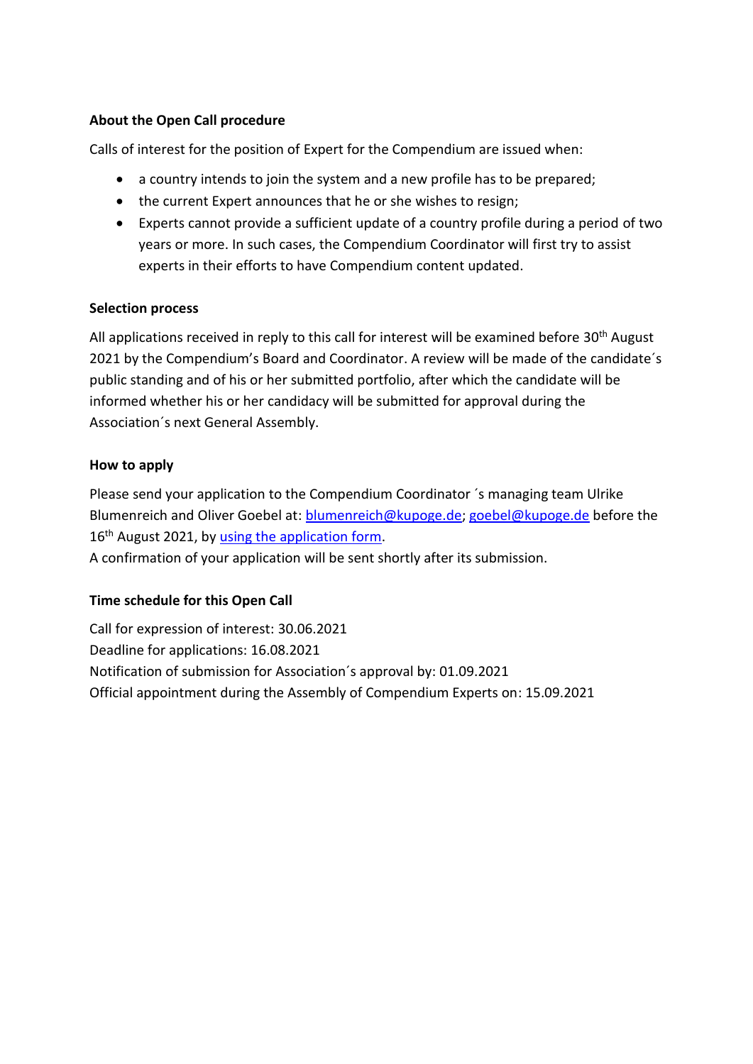**About the Open Call procedure**

Calls of interest for the position of Expert for the Compendium are issued when:

- a country intends to join the system and a new profile has to be prepared;
- the current Expert announces that he or she wishes to resign;
- Experts cannot provide a sufficient update of a country profile during a period of two years or more. In such cases, the Compendium Coordinator will first try to assist experts in their efforts to have Compendium content updated.

**Selection process**

All applications received in reply to this call for interest will be examined before 30th August 2021 by the Compendium's Board and Coordinator. A review will be made of the candidate´s public standing and of his or her submitted portfolio, after which the candidate will be informed whether his or her candidacy will be submitted for approval during the Association´s next General Assembly.

**How to apply**

Please send your application to the Compendium Coordinator ´s managing team Ulrike Blumenreich and Oliver Goebel at: blumenreich@kupoge.de; goebel@kupoge.de before the 16th August 2021, by using the application form.
A confirmation of your application will be sent shortly after its submission.

**Time schedule for this Open Call**

Call for expression of interest: 30.06.2021
Deadline for applications: 16.08.2021
Notification of submission for Association´s approval by: 01.09.2021
Official appointment during the Assembly of Compendium Experts on: 15.09.2021